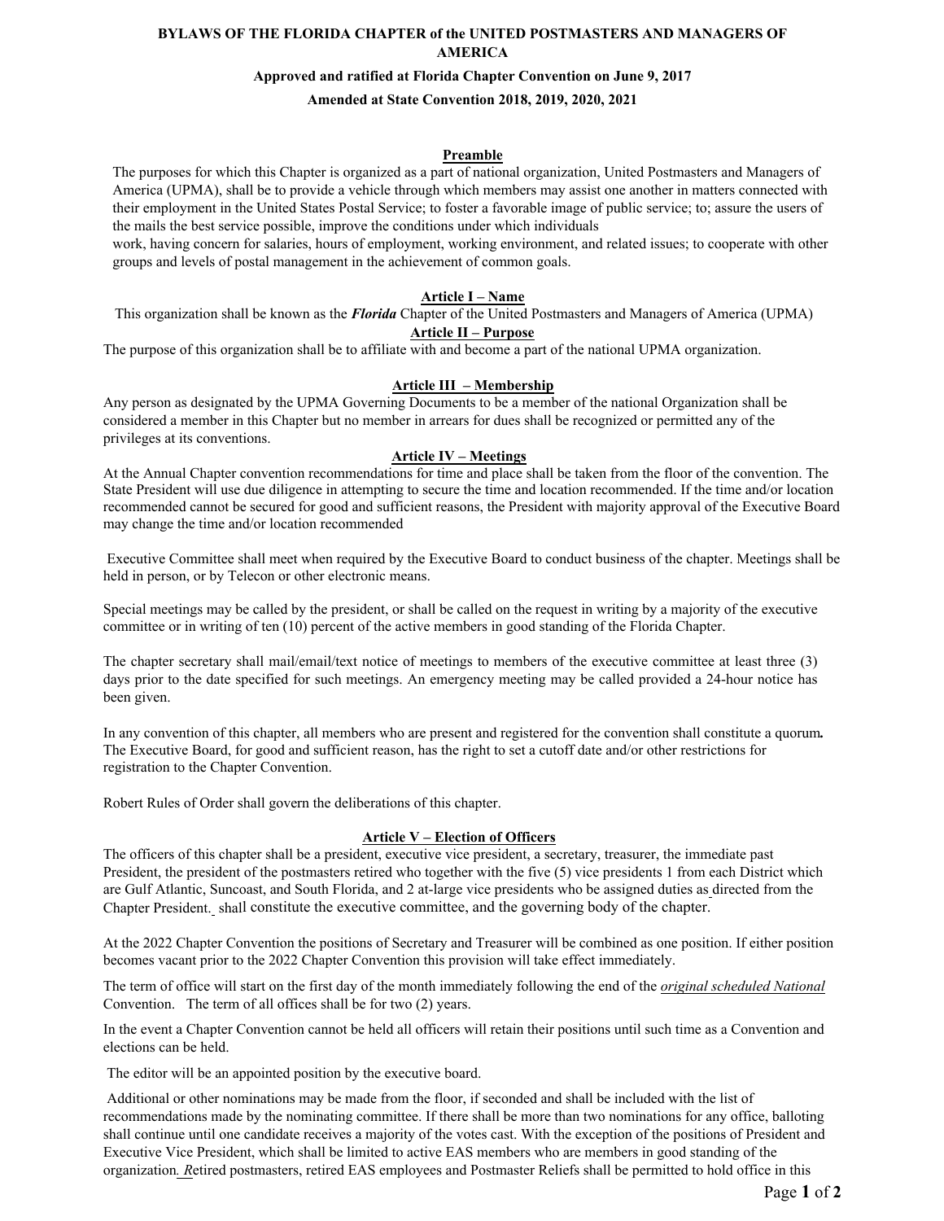**BYLAWS OF THE FLORIDA CHAPTER of the UNITED POSTMASTERS AND MANAGERS OF AMERICA**

**Approved and ratified at Florida Chapter Convention on June 9, 2017**

**Amended at State Convention 2018, 2019, 2020, 2021**

## Preamble

The purposes for which this Chapter is organized as a part of national organization, United Postmasters and Managers of America (UPMA), shall be to provide a vehicle through which members may assist one another in matters connected with their employment in the United States Postal Service; to foster a favorable image of public service; to; assure the users of the mails the best service possible, improve the conditions under which individuals work, having concern for salaries, hours of employment, working environment, and related issues; to cooperate with other groups and levels of postal management in the achievement of common goals.

## Article I – Name

This organization shall be known as the ***Florida*** Chapter of the United Postmasters and Managers of America (UPMA)

## Article II – Purpose

The purpose of this organization shall be to affiliate with and become a part of the national UPMA organization.

## Article III – Membership

Any person as designated by the UPMA Governing Documents to be a member of the national Organization shall be considered a member in this Chapter but no member in arrears for dues shall be recognized or permitted any of the privileges at its conventions.

## Article IV – Meetings

At the Annual Chapter convention recommendations for time and place shall be taken from the floor of the convention. The State President will use due diligence in attempting to secure the time and location recommended. If the time and/or location recommended cannot be secured for good and sufficient reasons, the President with majority approval of the Executive Board may change the time and/or location recommended

Executive Committee shall meet when required by the Executive Board to conduct business of the chapter. Meetings shall be held in person, or by Telecon or other electronic means.

Special meetings may be called by the president, or shall be called on the request in writing by a majority of the executive committee or in writing of ten (10) percent of the active members in good standing of the Florida Chapter.

The chapter secretary shall mail/email/text notice of meetings to members of the executive committee at least three (3) days prior to the date specified for such meetings. An emergency meeting may be called provided a 24-hour notice has been given.

In any convention of this chapter, all members who are present and registered for the convention shall constitute a quorum**.** The Executive Board, for good and sufficient reason, has the right to set a cutoff date and/or other restrictions for registration to the Chapter Convention.

Robert Rules of Order shall govern the deliberations of this chapter.

## Article V – Election of Officers

The officers of this chapter shall be a president, executive vice president, a secretary, treasurer, the immediate past President, the president of the postmasters retired who together with the five (5) vice presidents 1 from each District which are Gulf Atlantic, Suncoast, and South Florida, and 2 at-large vice presidents who be assigned duties as directed from the Chapter President. shall constitute the executive committee, and the governing body of the chapter.

At the 2022 Chapter Convention the positions of Secretary and Treasurer will be combined as one position. If either position becomes vacant prior to the 2022 Chapter Convention this provision will take effect immediately.

The term of office will start on the first day of the month immediately following the end of the ***original scheduled National*** Convention. The term of all offices shall be for two (2) years.

In the event a Chapter Convention cannot be held all officers will retain their positions until such time as a Convention and elections can be held.

The editor will be an appointed position by the executive board.

Additional or other nominations may be made from the floor, if seconded and shall be included with the list of recommendations made by the nominating committee. If there shall be more than two nominations for any office, balloting shall continue until one candidate receives a majority of the votes cast. With the exception of the positions of President and Executive Vice President, which shall be limited to active EAS members who are members in good standing of the organization. *R*etired postmasters, retired EAS employees and Postmaster Reliefs shall be permitted to hold office in this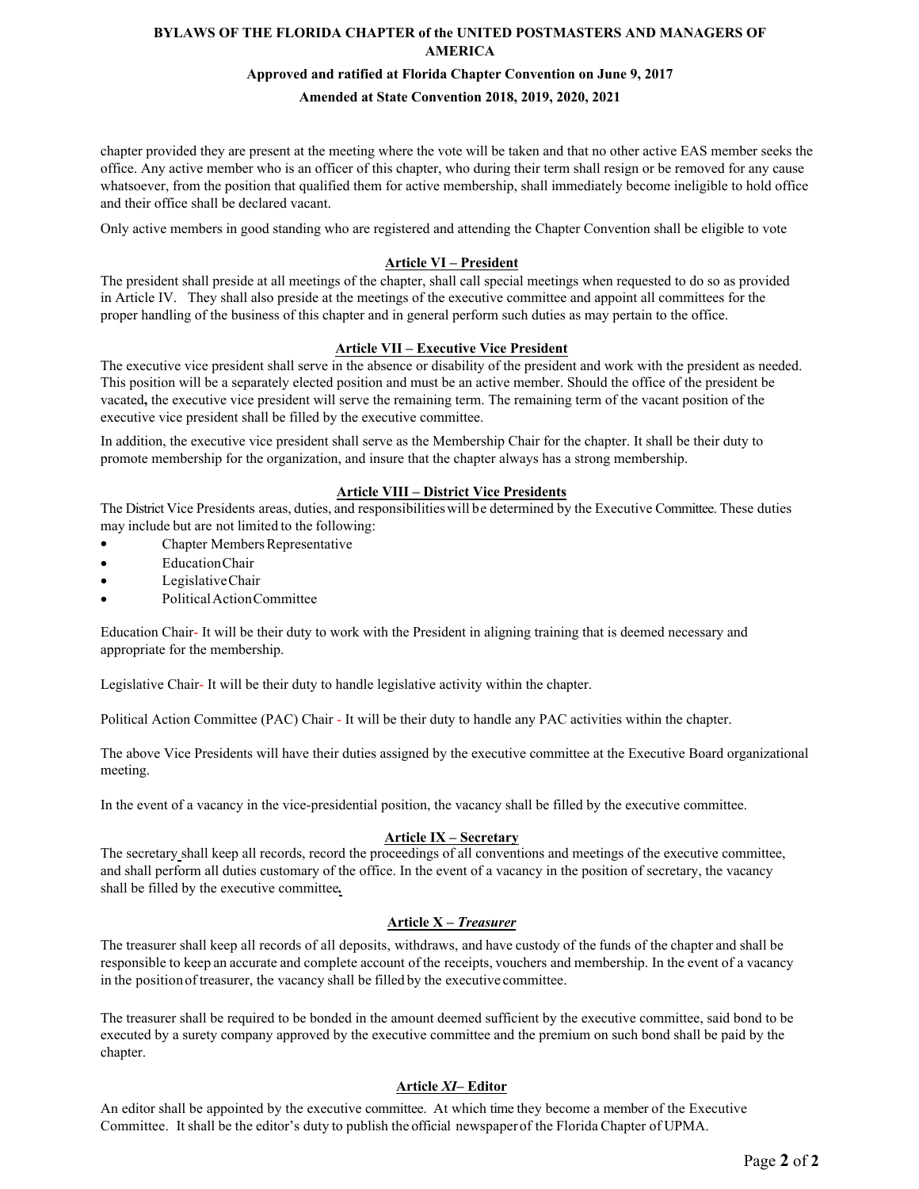chapter provided they are present at the meeting where the vote will be taken and that no other active EAS member seeks the office. Any active member who is an officer of this chapter, who during their term shall resign or be removed for any cause whatsoever, from the position that qualified them for active membership, shall immediately become ineligible to hold office and their office shall be declared vacant.

Only active members in good standing who are registered and attending the Chapter Convention shall be eligible to vote

## Article VI – President

The president shall preside at all meetings of the chapter, shall call special meetings when requested to do so as provided in Article IV. They shall also preside at the meetings of the executive committee and appoint all committees for the proper handling of the business of this chapter and in general perform such duties as may pertain to the office.

## Article VII – Executive Vice President

The executive vice president shall serve in the absence or disability of the president and work with the president as needed. This position will be a separately elected position and must be an active member. Should the office of the president be vacated**,** the executive vice president will serve the remaining term. The remaining term of the vacant position of the executive vice president shall be filled by the executive committee.

In addition, the executive vice president shall serve as the Membership Chair for the chapter. It shall be their duty to promote membership for the organization, and insure that the chapter always has a strong membership.

## Article VIII – District Vice Presidents

The District Vice Presidents areas, duties, and responsibilities will be determined by the Executive Committee. These duties may include but are not limited to the following:

- Chapter Members Representative
- Education Chair
- Legislative Chair
- Political Action Committee

Education Chair- It will be their duty to work with the President in aligning training that is deemed necessary and appropriate for the membership.

Legislative Chair- It will be their duty to handle legislative activity within the chapter.

Political Action Committee (PAC) Chair - It will be their duty to handle any PAC activities within the chapter.

The above Vice Presidents will have their duties assigned by the executive committee at the Executive Board organizational meeting.

In the event of a vacancy in the vice-presidential position, the vacancy shall be filled by the executive committee.

## Article IX – Secretary

The secretary shall keep all records, record the proceedings of all conventions and meetings of the executive committee, and shall perform all duties customary of the office. In the event of a vacancy in the position of secretary, the vacancy shall be filled by the executive committee**.**

## Article X – *Treasurer*

The treasurer shall keep all records of all deposits, withdraws, and have custody of the funds of the chapter and shall be responsible to keep an accurate and complete account of the receipts, vouchers and membership. In the event of a vacancy in the position of treasurer, the vacancy shall be filled by the executive committee.

The treasurer shall be required to be bonded in the amount deemed sufficient by the executive committee, said bond to be executed by a surety company approved by the executive committee and the premium on such bond shall be paid by the chapter.

## Article *XI*– Editor

An editor shall be appointed by the executive committee. At which time they become a member of the Executive Committee. It shall be the editor's duty to publish the official newspaper of the Florida Chapter of UPMA.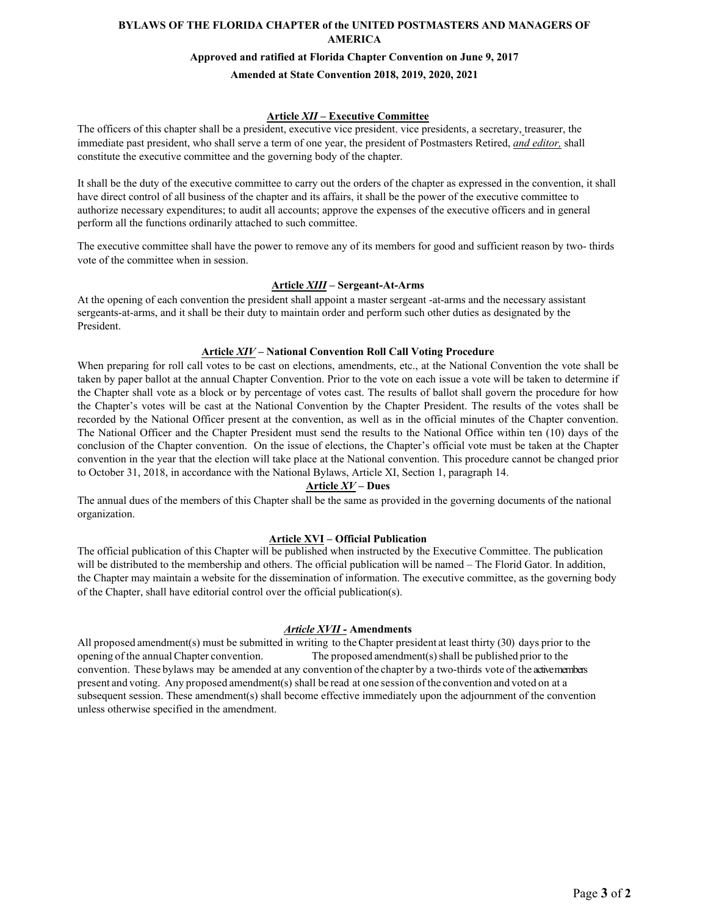**BYLAWS OF THE FLORIDA CHAPTER of the UNITED POSTMASTERS AND MANAGERS OF AMERICA**

**Approved and ratified at Florida Chapter Convention on June 9, 2017**

**Amended at State Convention 2018, 2019, 2020, 2021**

## Article *XII* – Executive Committee

The officers of this chapter shall be a president, executive vice president, vice presidents, a secretary, treasurer, the immediate past president, who shall serve a term of one year, the president of Postmasters Retired, *and editor,* shall constitute the executive committee and the governing body of the chapter.

It shall be the duty of the executive committee to carry out the orders of the chapter as expressed in the convention, it shall have direct control of all business of the chapter and its affairs, it shall be the power of the executive committee to authorize necessary expenditures; to audit all accounts; approve the expenses of the executive officers and in general perform all the functions ordinarily attached to such committee.

The executive committee shall have the power to remove any of its members for good and sufficient reason by two- thirds vote of the committee when in session.

## Article *XIII* – Sergeant-At-Arms

At the opening of each convention the president shall appoint a master sergeant -at-arms and the necessary assistant sergeants-at-arms, and it shall be their duty to maintain order and perform such other duties as designated by the President.

## Article *XIV* – National Convention Roll Call Voting Procedure

When preparing for roll call votes to be cast on elections, amendments, etc., at the National Convention the vote shall be taken by paper ballot at the annual Chapter Convention. Prior to the vote on each issue a vote will be taken to determine if the Chapter shall vote as a block or by percentage of votes cast. The results of ballot shall govern the procedure for how the Chapter's votes will be cast at the National Convention by the Chapter President. The results of the votes shall be recorded by the National Officer present at the convention, as well as in the official minutes of the Chapter convention. The National Officer and the Chapter President must send the results to the National Office within ten (10) days of the conclusion of the Chapter convention. On the issue of elections, the Chapter's official vote must be taken at the Chapter convention in the year that the election will take place at the National convention. This procedure cannot be changed prior to October 31, 2018, in accordance with the National Bylaws, Article XI, Section 1, paragraph 14.

## Article *XV* – Dues

The annual dues of the members of this Chapter shall be the same as provided in the governing documents of the national organization.

## Article XVI – Official Publication

The official publication of this Chapter will be published when instructed by the Executive Committee. The publication will be distributed to the membership and others. The official publication will be named – The Florid Gator. In addition, the Chapter may maintain a website for the dissemination of information. The executive committee, as the governing body of the Chapter, shall have editorial control over the official publication(s).

## *Article XVII* - Amendments

All proposed amendment(s) must be submitted in writing to the Chapter president at least thirty (30) days prior to the opening of the annual Chapter convention. The proposed amendment(s) shall be published prior to the convention. These bylaws may be amended at any convention of the chapter by a two-thirds vote of the active members present and voting. Any proposed amendment(s) shall be read at one session of the convention and voted on at a subsequent session. These amendment(s) shall become effective immediately upon the adjournment of the convention unless otherwise specified in the amendment.